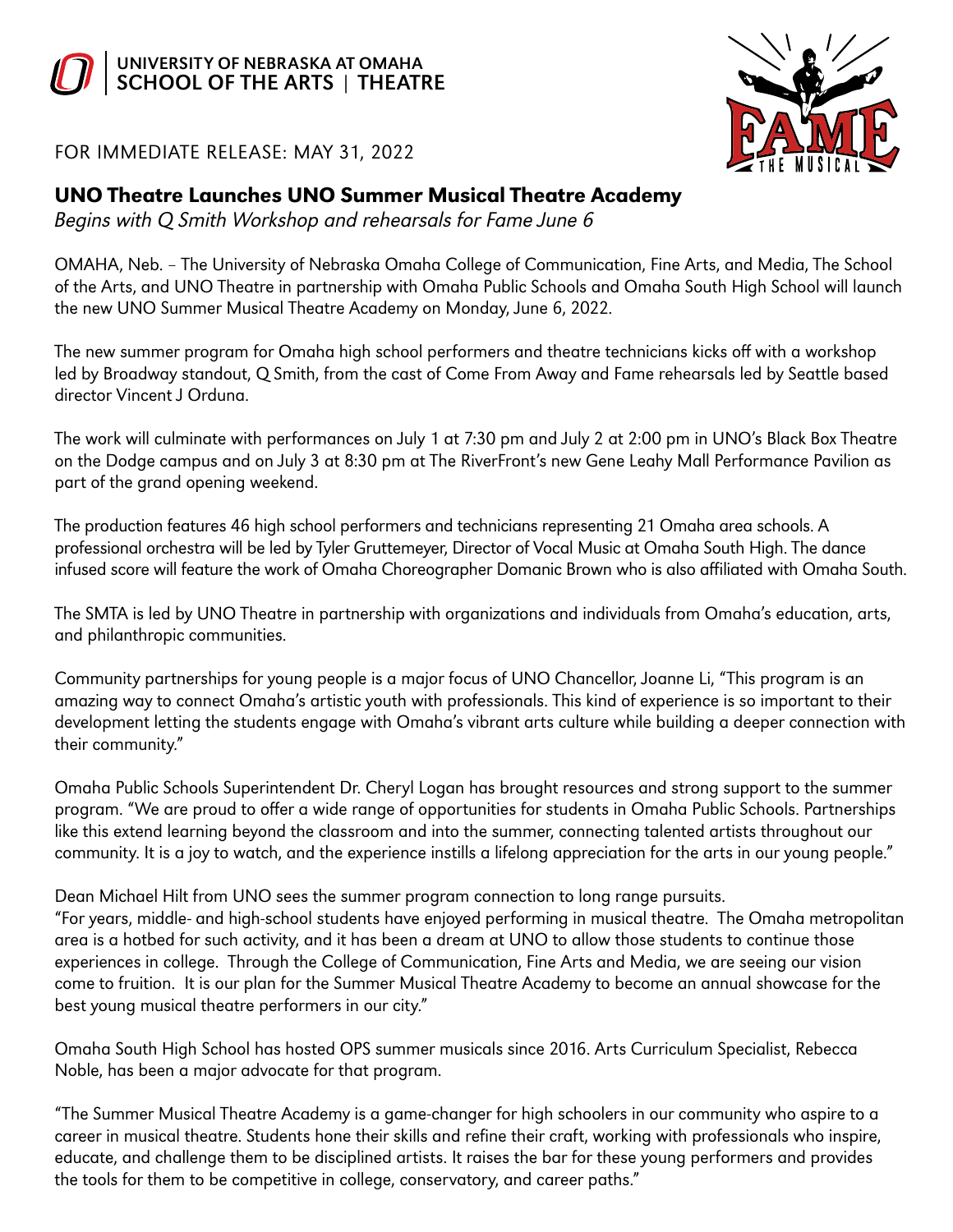UNIVERSITY OF NEBRASKA AT OMAHA
SCHOOL OF THE ARTS | THEATRE

FOR IMMEDIATE RELEASE: MAY 31, 2022

## UNO Theatre Launches UNO Summer Musical Theatre Academy

*Begins with Q Smith Workshop and rehearsals for Fame June 6*

OMAHA, Neb. – The University of Nebraska Omaha College of Communication, Fine Arts, and Media, The School of the Arts, and UNO Theatre in partnership with Omaha Public Schools and Omaha South High School will launch the new UNO Summer Musical Theatre Academy on Monday, June 6, 2022.

The new summer program for Omaha high school performers and theatre technicians kicks off with a workshop led by Broadway standout, Q Smith, from the cast of Come From Away and Fame rehearsals led by Seattle based director Vincent J Orduna.

The work will culminate with performances on July 1 at 7:30 pm and July 2 at 2:00 pm in UNO's Black Box Theatre on the Dodge campus and on July 3 at 8:30 pm at The RiverFront's new Gene Leahy Mall Performance Pavilion as part of the grand opening weekend.

The production features 46 high school performers and technicians representing 21 Omaha area schools. A professional orchestra will be led by Tyler Gruttemeyer, Director of Vocal Music at Omaha South High. The dance infused score will feature the work of Omaha Choreographer Domanic Brown who is also affiliated with Omaha South.

The SMTA is led by UNO Theatre in partnership with organizations and individuals from Omaha's education, arts, and philanthropic communities.

Community partnerships for young people is a major focus of UNO Chancellor, Joanne Li, "This program is an amazing way to connect Omaha's artistic youth with professionals. This kind of experience is so important to their development letting the students engage with Omaha's vibrant arts culture while building a deeper connection with their community."

Omaha Public Schools Superintendent Dr. Cheryl Logan has brought resources and strong support to the summer program. "We are proud to offer a wide range of opportunities for students in Omaha Public Schools. Partnerships like this extend learning beyond the classroom and into the summer, connecting talented artists throughout our community. It is a joy to watch, and the experience instills a lifelong appreciation for the arts in our young people."

Dean Michael Hilt from UNO sees the summer program connection to long range pursuits.
"For years, middle- and high-school students have enjoyed performing in musical theatre. The Omaha metropolitan area is a hotbed for such activity, and it has been a dream at UNO to allow those students to continue those experiences in college. Through the College of Communication, Fine Arts and Media, we are seeing our vision come to fruition. It is our plan for the Summer Musical Theatre Academy to become an annual showcase for the best young musical theatre performers in our city."

Omaha South High School has hosted OPS summer musicals since 2016. Arts Curriculum Specialist, Rebecca Noble, has been a major advocate for that program.

"The Summer Musical Theatre Academy is a game-changer for high schoolers in our community who aspire to a career in musical theatre. Students hone their skills and refine their craft, working with professionals who inspire, educate, and challenge them to be disciplined artists. It raises the bar for these young performers and provides the tools for them to be competitive in college, conservatory, and career paths."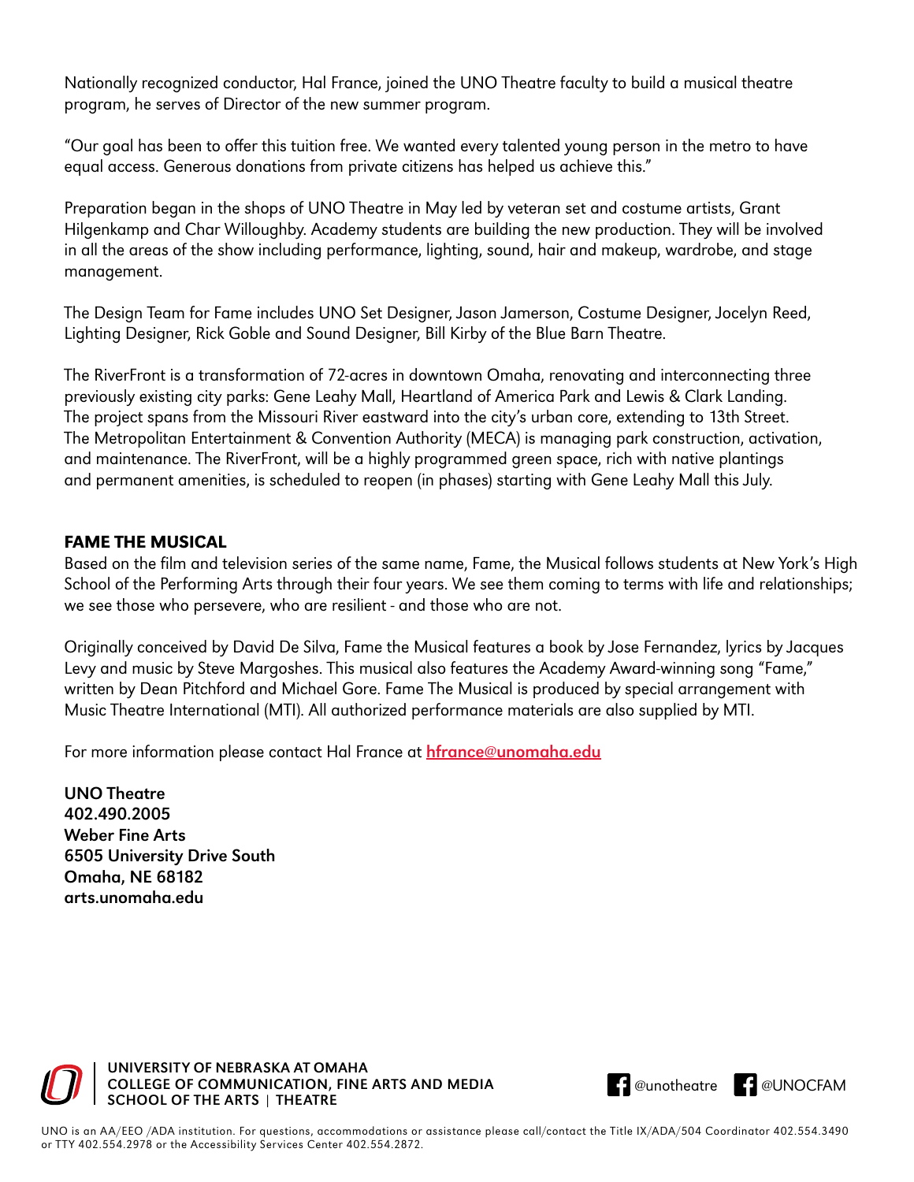Nationally recognized conductor, Hal France, joined the UNO Theatre faculty to build a musical theatre program, he serves of Director of the new summer program.

“Our goal has been to offer this tuition free. We wanted every talented young person in the metro to have equal access. Generous donations from private citizens has helped us achieve this.”

Preparation began in the shops of UNO Theatre in May led by veteran set and costume artists, Grant Hilgenkamp and Char Willoughby. Academy students are building the new production. They will be involved in all the areas of the show including performance, lighting, sound, hair and makeup, wardrobe, and stage management.

The Design Team for Fame includes UNO Set Designer, Jason Jamerson, Costume Designer, Jocelyn Reed, Lighting Designer, Rick Goble and Sound Designer, Bill Kirby of the Blue Barn Theatre.

The RiverFront is a transformation of 72-acres in downtown Omaha, renovating and interconnecting three previously existing city parks: Gene Leahy Mall, Heartland of America Park and Lewis & Clark Landing. The project spans from the Missouri River eastward into the city’s urban core, extending to 13th Street. The Metropolitan Entertainment & Convention Authority (MECA) is managing park construction, activation, and maintenance. The RiverFront, will be a highly programmed green space, rich with native plantings and permanent amenities, is scheduled to reopen (in phases) starting with Gene Leahy Mall this July.

## FAME THE MUSICAL

Based on the film and television series of the same name, Fame, the Musical follows students at New York’s High School of the Performing Arts through their four years. We see them coming to terms with life and relationships; we see those who persevere, who are resilient - and those who are not.

Originally conceived by David De Silva, Fame the Musical features a book by Jose Fernandez, lyrics by Jacques Levy and music by Steve Margoshes. This musical also features the Academy Award-winning song “Fame,” written by Dean Pitchford and Michael Gore. Fame The Musical is produced by special arrangement with Music Theatre International (MTI). All authorized performance materials are also supplied by MTI.

For more information please contact Hal France at **hfrance@unomaha.edu**

**UNO Theatre**
**402.490.2005**
**Weber Fine Arts**
**6505 University Drive South**
**Omaha, NE 68182**
**arts.unomaha.edu**

**UNIVERSITY OF NEBRASKA AT OMAHA**
**COLLEGE OF COMMUNICATION, FINE ARTS AND MEDIA**
**SCHOOL OF THE ARTS | THEATRE**

@unotheatre @UNOCFAM

UNO is an AA/EEO /ADA institution. For questions, accommodations or assistance please call/contact the Title IX/ADA/504 Coordinator 402.554.3490 or TTY 402.554.2978 or the Accessibility Services Center 402.554.2872.